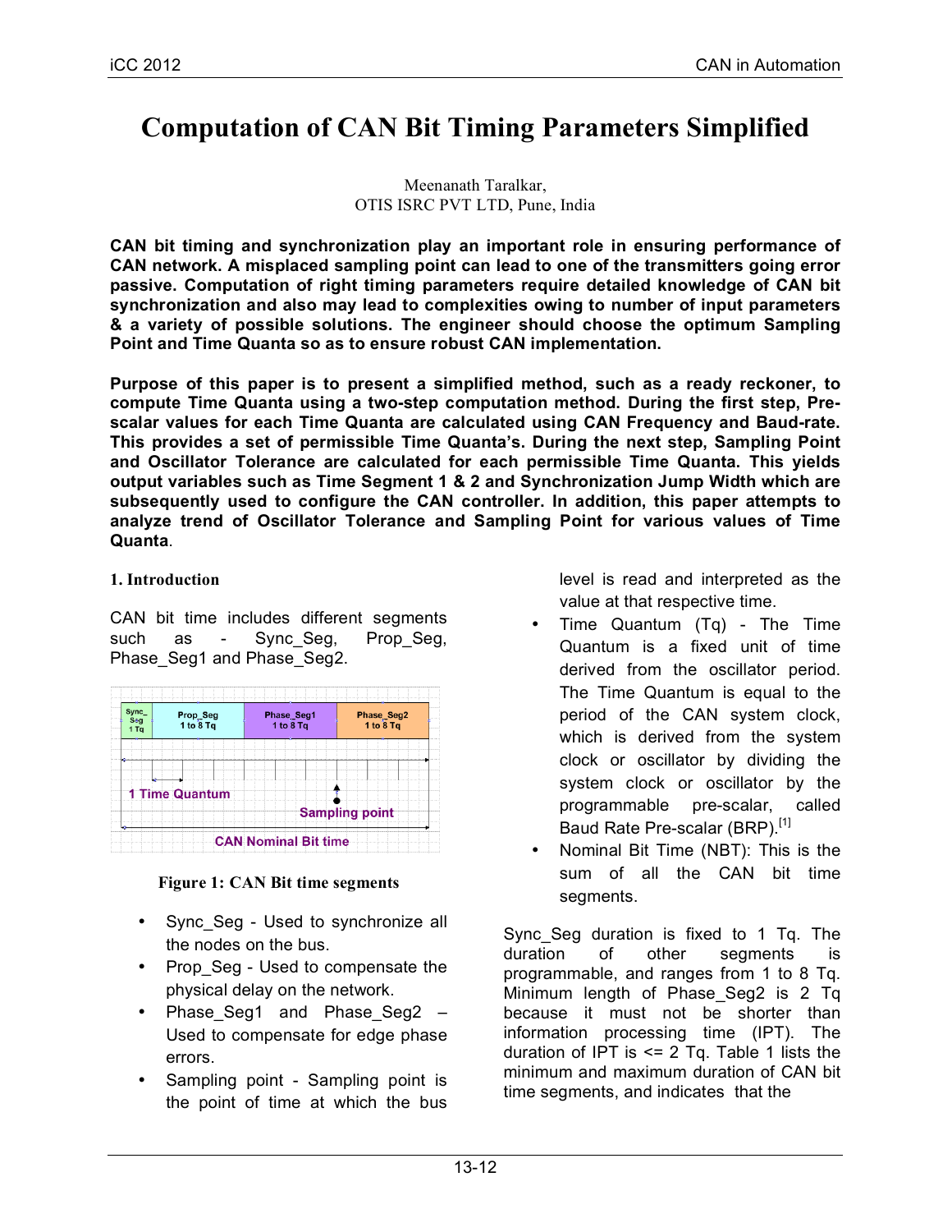# Computation of CAN Bit Timing Parameters Simplified

Meenanath Taralkar,
OTIS ISRC PVT LTD, Pune, India

**CAN bit timing and synchronization play an important role in ensuring performance of CAN network. A misplaced sampling point can lead to one of the transmitters going error passive. Computation of right timing parameters require detailed knowledge of CAN bit synchronization and also may lead to complexities owing to number of input parameters & a variety of possible solutions. The engineer should choose the optimum Sampling Point and Time Quanta so as to ensure robust CAN implementation.**

**Purpose of this paper is to present a simplified method, such as a ready reckoner, to compute Time Quanta using a two-step computation method. During the first step, Pre-scalar values for each Time Quanta are calculated using CAN Frequency and Baud-rate. This provides a set of permissible Time Quanta's. During the next step, Sampling Point and Oscillator Tolerance are calculated for each permissible Time Quanta. This yields output variables such as Time Segment 1 & 2 and Synchronization Jump Width which are subsequently used to configure the CAN controller. In addition, this paper attempts to analyze trend of Oscillator Tolerance and Sampling Point for various values of Time Quanta**.

## 1. Introduction

CAN bit time includes different segments such as - Sync_Seg, Prop_Seg, Phase_Seg1 and Phase_Seg2.

**Figure 1: CAN Bit time segments**

- Sync_Seg - Used to synchronize all the nodes on the bus.
- Prop_Seg - Used to compensate the physical delay on the network.
- Phase_Seg1 and Phase_Seg2 – Used to compensate for edge phase errors.
- Sampling point - Sampling point is the point of time at which the bus level is read and interpreted as the value at that respective time.
- Time Quantum (Tq) - The Time Quantum is a fixed unit of time derived from the oscillator period. The Time Quantum is equal to the period of the CAN system clock, which is derived from the system clock or oscillator by dividing the system clock or oscillator by the programmable pre-scalar, called Baud Rate Pre-scalar (BRP).[1]
- Nominal Bit Time (NBT): This is the sum of all the CAN bit time segments.

Sync_Seg duration is fixed to 1 Tq. The duration of other segments is programmable, and ranges from 1 to 8 Tq. Minimum length of Phase_Seg2 is 2 Tq because it must not be shorter than information processing time (IPT). The duration of IPT is <= 2 Tq. Table 1 lists the minimum and maximum duration of CAN bit time segments, and indicates that the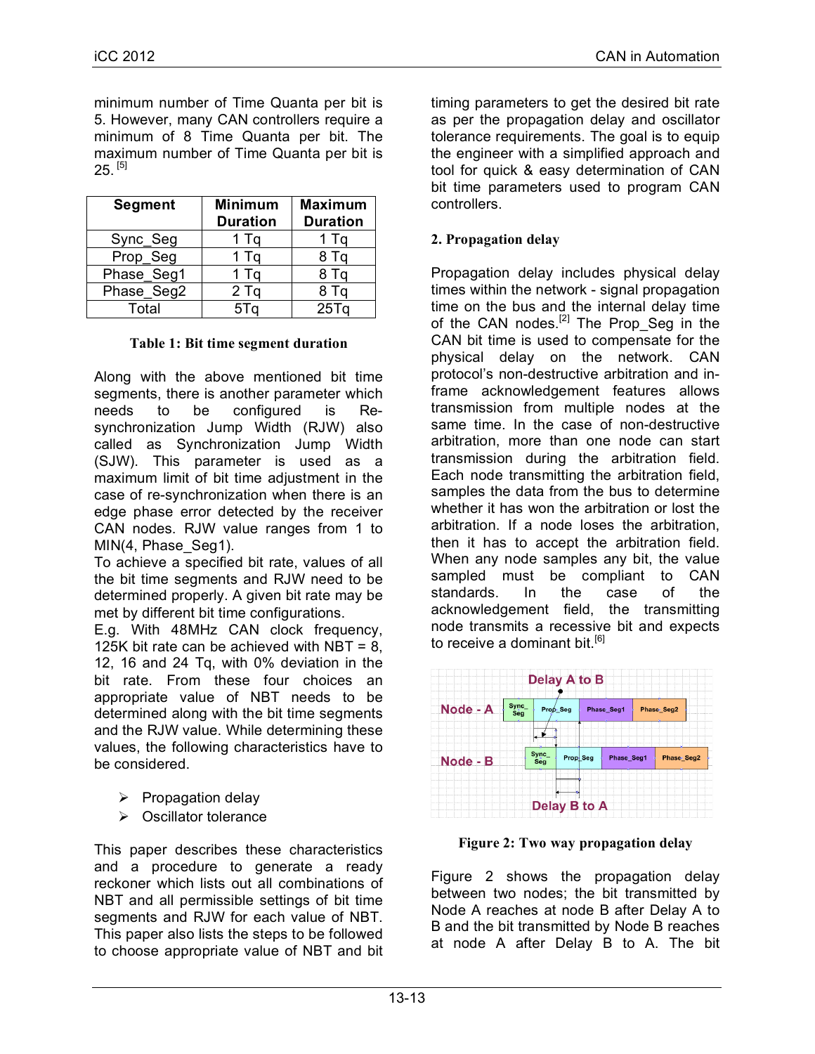minimum number of Time Quanta per bit is 5. However, many CAN controllers require a minimum of 8 Time Quanta per bit. The maximum number of Time Quanta per bit is 25. [5]

| Segment | Minimum Duration | Maximum Duration |
|---|---|---|
| Sync_Seg | 1 Tq | 1 Tq |
| Prop_Seg | 1 Tq | 8 Tq |
| Phase_Seg1 | 1 Tq | 8 Tq |
| Phase_Seg2 | 2 Tq | 8 Tq |
| Total | 5Tq | 25Tq |

**Table 1: Bit time segment duration**

Along with the above mentioned bit time segments, there is another parameter which needs to be configured is Re-synchronization Jump Width (RJW) also called as Synchronization Jump Width (SJW). This parameter is used as a maximum limit of bit time adjustment in the case of re-synchronization when there is an edge phase error detected by the receiver CAN nodes. RJW value ranges from 1 to MIN(4, Phase_Seg1).

To achieve a specified bit rate, values of all the bit time segments and RJW need to be determined properly. A given bit rate may be met by different bit time configurations.

E.g. With 48MHz CAN clock frequency, 125K bit rate can be achieved with NBT = 8, 12, 16 and 24 Tq, with 0% deviation in the bit rate. From these four choices an appropriate value of NBT needs to be determined along with the bit time segments and the RJW value. While determining these values, the following characteristics have to be considered.

- Propagation delay
- Oscillator tolerance

This paper describes these characteristics and a procedure to generate a ready reckoner which lists out all combinations of NBT and all permissible settings of bit time segments and RJW for each value of NBT. This paper also lists the steps to be followed to choose appropriate value of NBT and bit timing parameters to get the desired bit rate as per the propagation delay and oscillator tolerance requirements. The goal is to equip the engineer with a simplified approach and tool for quick & easy determination of CAN bit time parameters used to program CAN controllers.

## 2. Propagation delay

Propagation delay includes physical delay times within the network - signal propagation time on the bus and the internal delay time of the CAN nodes.[2] The Prop_Seg in the CAN bit time is used to compensate for the physical delay on the network. CAN protocol's non-destructive arbitration and in-frame acknowledgement features allows transmission from multiple nodes at the same time. In the case of non-destructive arbitration, more than one node can start transmission during the arbitration field. Each node transmitting the arbitration field, samples the data from the bus to determine whether it has won the arbitration or lost the arbitration. If a node loses the arbitration, then it has to accept the arbitration field. When any node samples any bit, the value sampled must be compliant to CAN standards. In the case of the acknowledgement field, the transmitting node transmits a recessive bit and expects to receive a dominant bit.[6]

**Figure 2: Two way propagation delay**

Figure 2 shows the propagation delay between two nodes; the bit transmitted by Node A reaches at node B after Delay A to B and the bit transmitted by Node B reaches at node A after Delay B to A. The bit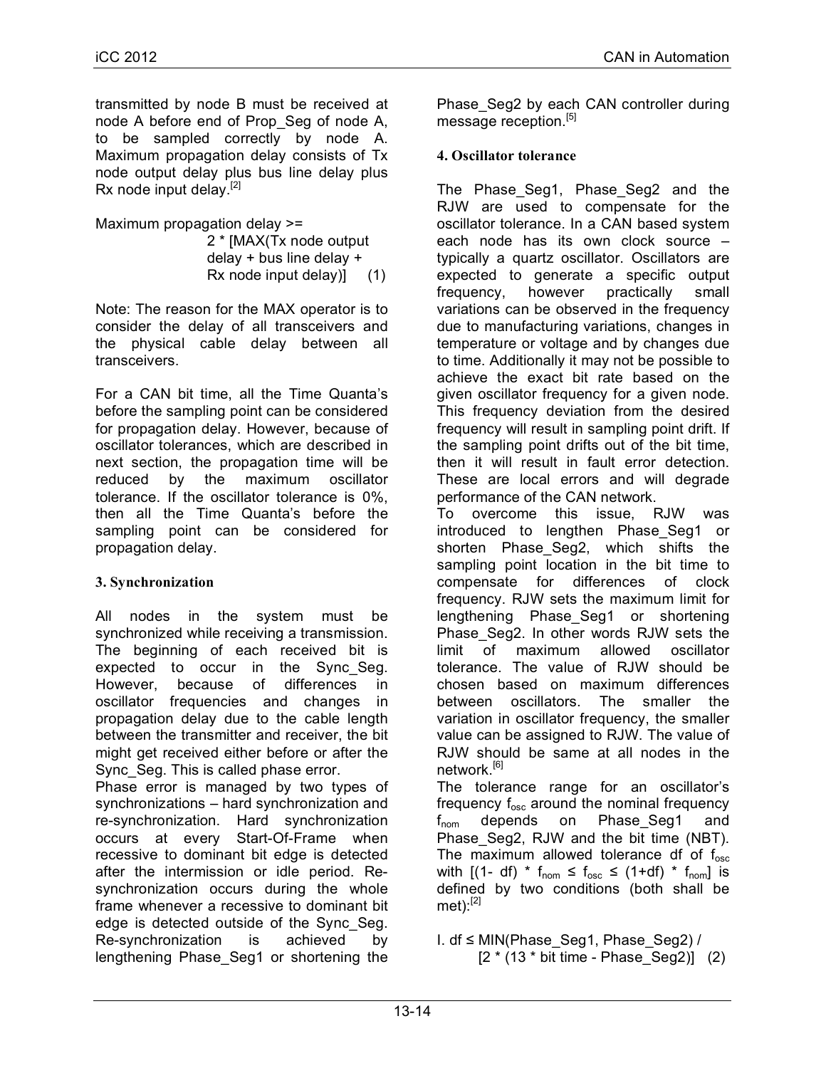transmitted by node B must be received at node A before end of Prop_Seg of node A, to be sampled correctly by node A. Maximum propagation delay consists of Tx node output delay plus bus line delay plus Rx node input delay.[2]

Maximum propagation delay >= 2 * [MAX(Tx node output delay + bus line delay + Rx node input delay)] (1)

Note: The reason for the MAX operator is to consider the delay of all transceivers and the physical cable delay between all transceivers.

For a CAN bit time, all the Time Quanta's before the sampling point can be considered for propagation delay. However, because of oscillator tolerances, which are described in next section, the propagation time will be reduced by the maximum oscillator tolerance. If the oscillator tolerance is 0%, then all the Time Quanta's before the sampling point can be considered for propagation delay.

## 3. Synchronization

All nodes in the system must be synchronized while receiving a transmission. The beginning of each received bit is expected to occur in the Sync_Seg. However, because of differences in oscillator frequencies and changes in propagation delay due to the cable length between the transmitter and receiver, the bit might get received either before or after the Sync_Seg. This is called phase error.

Phase error is managed by two types of synchronizations – hard synchronization and re-synchronization. Hard synchronization occurs at every Start-Of-Frame when recessive to dominant bit edge is detected after the intermission or idle period. Re-synchronization occurs during the whole frame whenever a recessive to dominant bit edge is detected outside of the Sync_Seg. Re-synchronization is achieved by lengthening Phase_Seg1 or shortening the Phase_Seg2 by each CAN controller during message reception.[5]

## 4. Oscillator tolerance

The Phase_Seg1, Phase_Seg2 and the RJW are used to compensate for the oscillator tolerance. In a CAN based system each node has its own clock source – typically a quartz oscillator. Oscillators are expected to generate a specific output frequency, however practically small variations can be observed in the frequency due to manufacturing variations, changes in temperature or voltage and by changes due to time. Additionally it may not be possible to achieve the exact bit rate based on the given oscillator frequency for a given node. This frequency deviation from the desired frequency will result in sampling point drift. If the sampling point drifts out of the bit time, then it will result in fault error detection. These are local errors and will degrade performance of the CAN network.

To overcome this issue, RJW was introduced to lengthen Phase_Seg1 or shorten Phase_Seg2, which shifts the sampling point location in the bit time to compensate for differences of clock frequency. RJW sets the maximum limit for lengthening Phase_Seg1 or shortening Phase_Seg2. In other words RJW sets the limit of maximum allowed oscillator tolerance. The value of RJW should be chosen based on maximum differences between oscillators. The smaller the variation in oscillator frequency, the smaller value can be assigned to RJW. The value of RJW should be same at all nodes in the network.[6]

The tolerance range for an oscillator's frequency $f_{osc}$ around the nominal frequency $f_{nom}$ depends on Phase_Seg1 and Phase_Seg2, RJW and the bit time (NBT). The maximum allowed tolerance df of $f_{osc}$ with $[(1- df) * f_{nom} \leq f_{osc} \leq (1+df) * f_{nom}]$ is defined by two conditions (both shall be met):[2]

I. df ≤ MIN(Phase_Seg1, Phase_Seg2) / [2 * (13 * bit time - Phase_Seg2)] (2)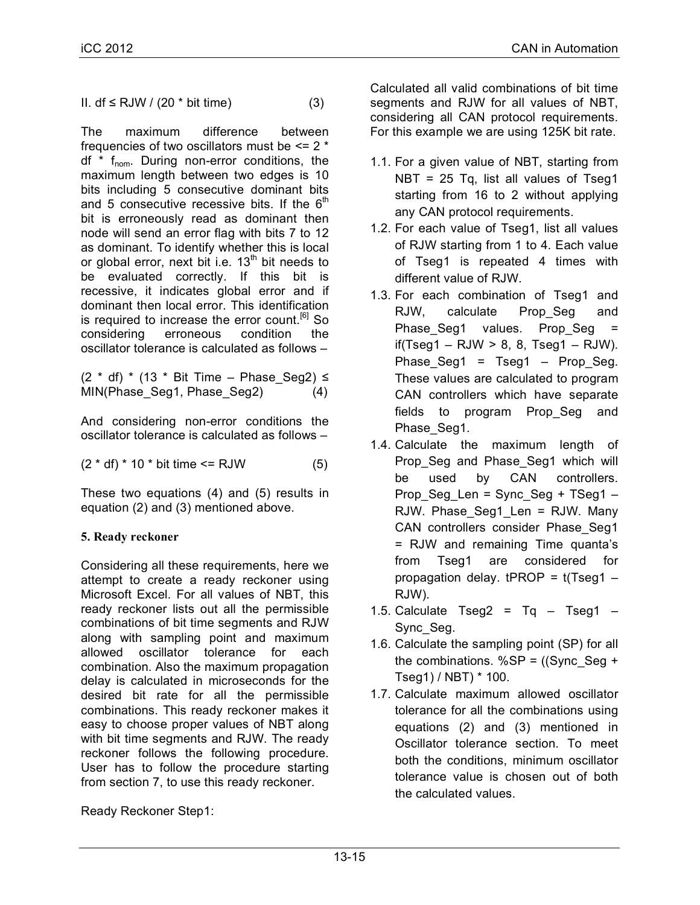II. $df \leq RJW / (20 * \text{bit time})$ (3)

The maximum difference between frequencies of two oscillators must be $<= 2 * df * f_{nom}$. During non-error conditions, the maximum length between two edges is 10 bits including 5 consecutive dominant bits and 5 consecutive recessive bits. If the $6^{th}$ bit is erroneously read as dominant then node will send an error flag with bits 7 to 12 as dominant. To identify whether this is local or global error, next bit i.e. $13^{th}$ bit needs to be evaluated correctly. If this bit is recessive, it indicates global error and if dominant then local error. This identification is required to increase the error count.[6] So considering erroneous condition the oscillator tolerance is calculated as follows –

$$(2 * df) * (13 * \text{Bit Time} - \text{Phase\_Seg2}) \leq \text{MIN}(\text{Phase\_Seg1}, \text{Phase\_Seg2}) \quad (4)$$

And considering non-error conditions the oscillator tolerance is calculated as follows –

$$(2 * df) * 10 * \text{bit time} <= RJW \quad (5)$$

These two equations (4) and (5) results in equation (2) and (3) mentioned above.

## 5. Ready reckoner

Considering all these requirements, here we attempt to create a ready reckoner using Microsoft Excel. For all values of NBT, this ready reckoner lists out all the permissible combinations of bit time segments and RJW along with sampling point and maximum allowed oscillator tolerance for each combination. Also the maximum propagation delay is calculated in microseconds for the desired bit rate for all the permissible combinations. This ready reckoner makes it easy to choose proper values of NBT along with bit time segments and RJW. The ready reckoner follows the following procedure. User has to follow the procedure starting from section 7, to use this ready reckoner.

Ready Reckoner Step1:

Calculated all valid combinations of bit time segments and RJW for all values of NBT, considering all CAN protocol requirements. For this example we are using 125K bit rate.

1.1. For a given value of NBT, starting from NBT = 25 Tq, list all values of Tseg1 starting from 16 to 2 without applying any CAN protocol requirements.
1.2. For each value of Tseg1, list all values of RJW starting from 1 to 4. Each value of Tseg1 is repeated 4 times with different value of RJW.
1.3. For each combination of Tseg1 and RJW, calculate Prop_Seg and Phase_Seg1 values. Prop_Seg = if(Tseg1 – RJW > 8, 8, Tseg1 – RJW). Phase_Seg1 = Tseg1 – Prop_Seg. These values are calculated to program CAN controllers which have separate fields to program Prop_Seg and Phase_Seg1.
1.4. Calculate the maximum length of Prop_Seg and Phase_Seg1 which will be used by CAN controllers. Prop_Seg_Len = Sync_Seg + TSeg1 – RJW. Phase_Seg1_Len = RJW. Many CAN controllers consider Phase_Seg1 = RJW and remaining Time quanta's from Tseg1 are considered for propagation delay. tPROP = t(Tseg1 – RJW).
1.5. Calculate Tseg2 = Tq – Tseg1 – Sync_Seg.
1.6. Calculate the sampling point (SP) for all the combinations. %SP = ((Sync_Seg + Tseg1) / NBT) * 100.
1.7. Calculate maximum allowed oscillator tolerance for all the combinations using equations (2) and (3) mentioned in Oscillator tolerance section. To meet both the conditions, minimum oscillator tolerance value is chosen out of both the calculated values.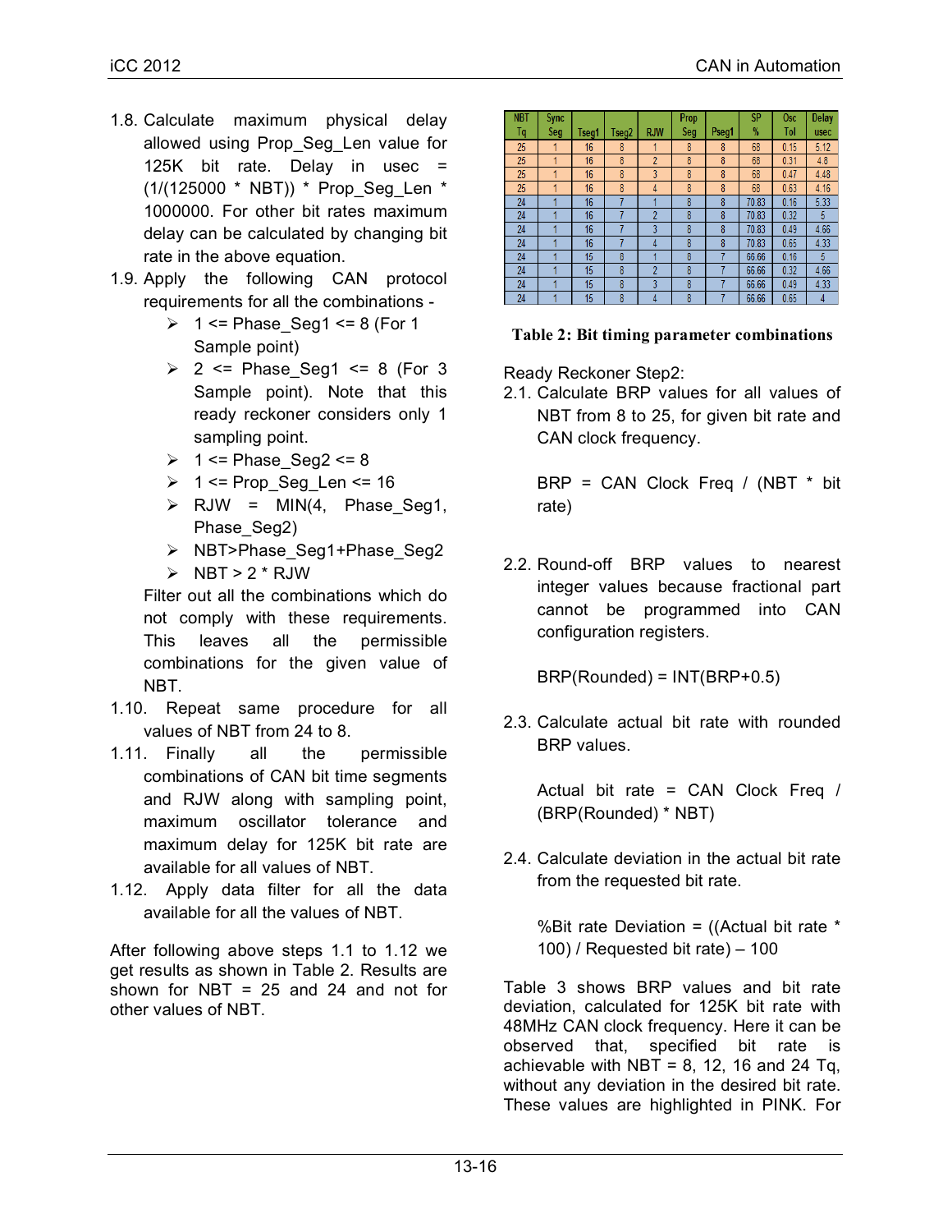1.8. Calculate maximum physical delay allowed using Prop_Seg_Len value for 125K bit rate. Delay in usec = (1/(125000 * NBT)) * Prop_Seg_Len * 1000000. For other bit rates maximum delay can be calculated by changing bit rate in the above equation.

1.9. Apply the following CAN protocol requirements for all the combinations -

- 1 <= Phase_Seg1 <= 8 (For 1 Sample point)
- 2 <= Phase_Seg1 <= 8 (For 3 Sample point). Note that this ready reckoner considers only 1 sampling point.
- 1 <= Phase_Seg2 <= 8
- 1 <= Prop_Seg_Len <= 16
- RJW = MIN(4, Phase_Seg1, Phase_Seg2)
- NBT>Phase_Seg1+Phase_Seg2
- NBT > 2 * RJW

Filter out all the combinations which do not comply with these requirements. This leaves all the permissible combinations for the given value of NBT.

1.10. Repeat same procedure for all values of NBT from 24 to 8.

1.11. Finally all the permissible combinations of CAN bit time segments and RJW along with sampling point, maximum oscillator tolerance and maximum delay for 125K bit rate are available for all values of NBT.

1.12. Apply data filter for all the data available for all the values of NBT.

After following above steps 1.1 to 1.12 we get results as shown in Table 2. Results are shown for NBT = 25 and 24 and not for other values of NBT.

| NBT Tq | Sync Seg | Tseg1 | Tseg2 | RJW | Prop Seg | Pseg1 | SP % | Osc Tol | Delay usec |
|---|---|---|---|---|---|---|---|---|---|
| 25 | 1 | 16 | 8 | 1 | 8 | 8 | 68 | 0.15 | 5.12 |
| 25 | 1 | 16 | 8 | 2 | 8 | 8 | 68 | 0.31 | 4.8 |
| 25 | 1 | 16 | 8 | 3 | 8 | 8 | 68 | 0.47 | 4.48 |
| 25 | 1 | 16 | 8 | 4 | 8 | 8 | 68 | 0.63 | 4.16 |
| 24 | 1 | 16 | 7 | 1 | 8 | 8 | 70.83 | 0.16 | 5.33 |
| 24 | 1 | 16 | 7 | 2 | 8 | 8 | 70.83 | 0.32 | 5 |
| 24 | 1 | 16 | 7 | 3 | 8 | 8 | 70.83 | 0.49 | 4.66 |
| 24 | 1 | 16 | 7 | 4 | 8 | 8 | 70.83 | 0.65 | 4.33 |
| 24 | 1 | 15 | 8 | 1 | 8 | 7 | 66.66 | 0.16 | 5 |
| 24 | 1 | 15 | 8 | 2 | 8 | 7 | 66.66 | 0.32 | 4.66 |
| 24 | 1 | 15 | 8 | 3 | 8 | 7 | 66.66 | 0.49 | 4.33 |
| 24 | 1 | 15 | 8 | 4 | 8 | 7 | 66.66 | 0.65 | 4 |

**Table 2: Bit timing parameter combinations**

Ready Reckoner Step2:

2.1. Calculate BRP values for all values of NBT from 8 to 25, for given bit rate and CAN clock frequency.

BRP = CAN Clock Freq / (NBT * bit rate)

2.2. Round-off BRP values to nearest integer values because fractional part cannot be programmed into CAN configuration registers.

BRP(Rounded) = INT(BRP+0.5)

2.3. Calculate actual bit rate with rounded BRP values.

Actual bit rate = CAN Clock Freq / (BRP(Rounded) * NBT)

2.4. Calculate deviation in the actual bit rate from the requested bit rate.

%Bit rate Deviation = ((Actual bit rate * 100) / Requested bit rate) – 100

Table 3 shows BRP values and bit rate deviation, calculated for 125K bit rate with 48MHz CAN clock frequency. Here it can be observed that, specified bit rate is achievable with NBT = 8, 12, 16 and 24 Tq, without any deviation in the desired bit rate. These values are highlighted in PINK. For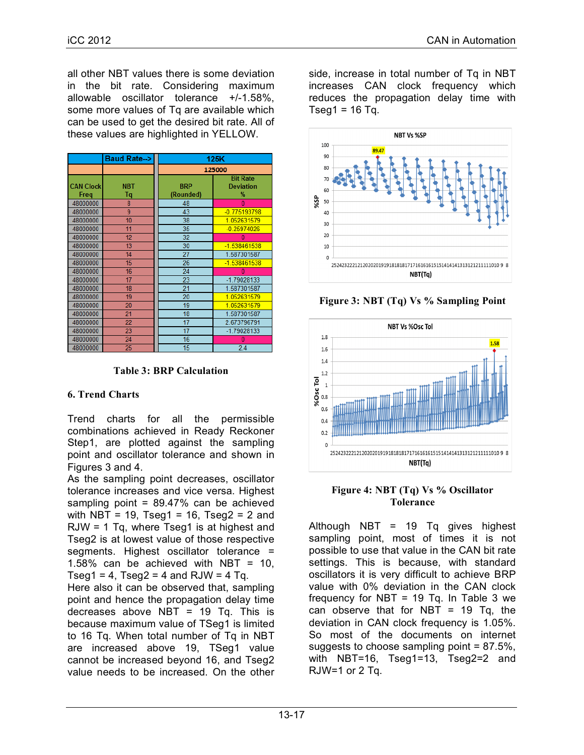all other NBT values there is some deviation in the bit rate. Considering maximum allowable oscillator tolerance +/-1.58%, some more values of Tq are available which can be used to get the desired bit rate. All of these values are highlighted in YELLOW.

| | Baud Rate--> | 125K | |
|---|---|---|---|
| | | 125000 | |
| CAN Clock Freq | NBT Tq | BRP (Rounded) | Bit Rate Deviation % |
| 48000000 | 8 | 48 | 0 |
| 48000000 | 9 | 43 | -0.775193798 |
| 48000000 | 10 | 38 | 1.052631579 |
| 48000000 | 11 | 35 | -0.25974026 |
| 48000000 | 12 | 32 | 0 |
| 48000000 | 13 | 30 | -1.538461538 |
| 48000000 | 14 | 27 | 1.587301587 |
| 48000000 | 15 | 26 | -1.538461538 |
| 48000000 | 16 | 24 | 0 |
| 48000000 | 17 | 23 | -1.79028133 |
| 48000000 | 18 | 21 | 1.587301587 |
| 48000000 | 19 | 20 | 1.052631579 |
| 48000000 | 20 | 19 | 1.052631579 |
| 48000000 | 21 | 18 | 1.587301587 |
| 48000000 | 22 | 17 | 2.673796791 |
| 48000000 | 23 | 17 | -1.79028133 |
| 48000000 | 24 | 16 | 0 |
| 48000000 | 25 | 15 | 2.4 |

**Table 3: BRP Calculation**

## 6. Trend Charts

Trend charts for all the permissible combinations achieved in Ready Reckoner Step1, are plotted against the sampling point and oscillator tolerance and shown in Figures 3 and 4.

As the sampling point decreases, oscillator tolerance increases and vice versa. Highest sampling point = 89.47% can be achieved with NBT = 19, Tseg1 = 16, Tseg2 = 2 and RJW = 1 Tq, where Tseg1 is at highest and Tseg2 is at lowest value of those respective segments. Highest oscillator tolerance = 1.58% can be achieved with NBT = 10, Tseg1 = 4, Tseg2 = 4 and RJW = 4 Tq.

Here also it can be observed that, sampling point and hence the propagation delay time decreases above NBT = 19 Tq. This is because maximum value of TSeg1 is limited to 16 Tq. When total number of Tq in NBT are increased above 19, TSeg1 value cannot be increased beyond 16, and Tseg2 value needs to be increased. On the other side, increase in total number of Tq in NBT increases CAN clock frequency which reduces the propagation delay time with Tseg1 = 16 Tq.

**Figure 3: NBT (Tq) Vs % Sampling Point**

**Figure 4: NBT (Tq) Vs % Oscillator Tolerance**

Although NBT = 19 Tq gives highest sampling point, most of times it is not possible to use that value in the CAN bit rate settings. This is because, with standard oscillators it is very difficult to achieve BRP value with 0% deviation in the CAN clock frequency for NBT = 19 Tq. In Table 3 we can observe that for NBT = 19 Tq, the deviation in CAN clock frequency is 1.05%. So most of the documents on internet suggests to choose sampling point = 87.5%, with NBT=16, Tseg1=13, Tseg2=2 and RJW=1 or 2 Tq.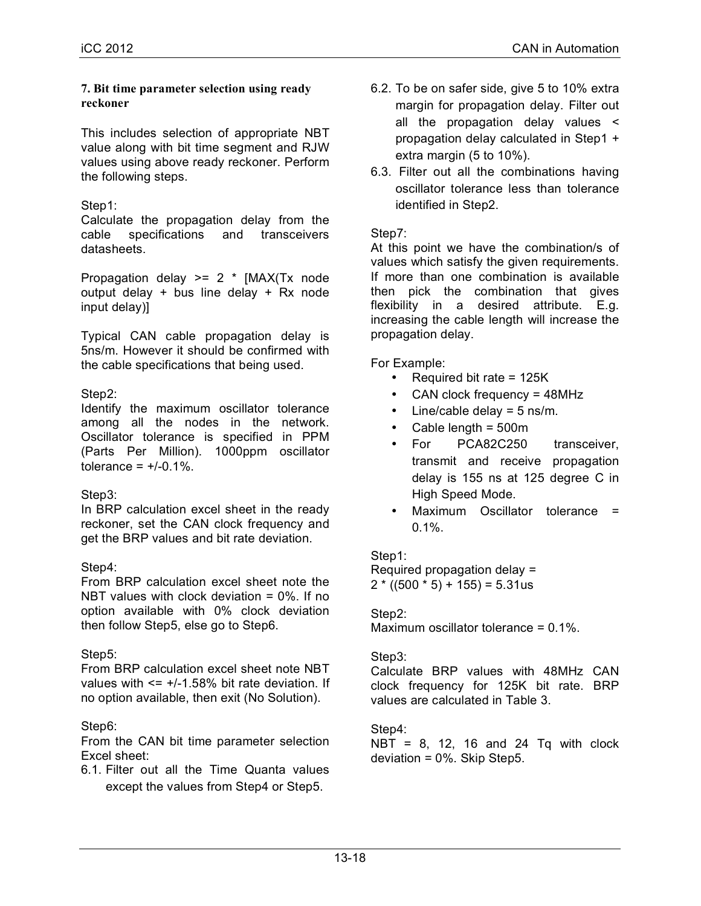**7. Bit time parameter selection using ready reckoner**

This includes selection of appropriate NBT value along with bit time segment and RJW values using above ready reckoner. Perform the following steps.

Step1:
Calculate the propagation delay from the cable specifications and transceivers datasheets.

Propagation delay >= 2 * [MAX(Tx node output delay + bus line delay + Rx node input delay)]

Typical CAN cable propagation delay is 5ns/m. However it should be confirmed with the cable specifications that being used.

Step2:
Identify the maximum oscillator tolerance among all the nodes in the network. Oscillator tolerance is specified in PPM (Parts Per Million). 1000ppm oscillator tolerance = +/-0.1%.

Step3:
In BRP calculation excel sheet in the ready reckoner, set the CAN clock frequency and get the BRP values and bit rate deviation.

Step4:
From BRP calculation excel sheet note the NBT values with clock deviation = 0%. If no option available with 0% clock deviation then follow Step5, else go to Step6.

Step5:
From BRP calculation excel sheet note NBT values with <= +/-1.58% bit rate deviation. If no option available, then exit (No Solution).

Step6:
From the CAN bit time parameter selection Excel sheet:

6.1. Filter out all the Time Quanta values except the values from Step4 or Step5.

6.2. To be on safer side, give 5 to 10% extra margin for propagation delay. Filter out all the propagation delay values < propagation delay calculated in Step1 + extra margin (5 to 10%).

6.3. Filter out all the combinations having oscillator tolerance less than tolerance identified in Step2.

Step7:
At this point we have the combination/s of values which satisfy the given requirements. If more than one combination is available then pick the combination that gives flexibility in a desired attribute. E.g. increasing the cable length will increase the propagation delay.

For Example:

- Required bit rate = 125K
- CAN clock frequency = 48MHz
- Line/cable delay = 5 ns/m.
- Cable length = 500m
- For PCA82C250 transceiver, transmit and receive propagation delay is 155 ns at 125 degree C in High Speed Mode.
- Maximum Oscillator tolerance = 0.1%.

Step1:
Required propagation delay =
2 * ((500 * 5) + 155) = 5.31us

Step2:
Maximum oscillator tolerance = 0.1%.

Step3:
Calculate BRP values with 48MHz CAN clock frequency for 125K bit rate. BRP values are calculated in Table 3.

Step4:
NBT = 8, 12, 16 and 24 Tq with clock deviation = 0%. Skip Step5.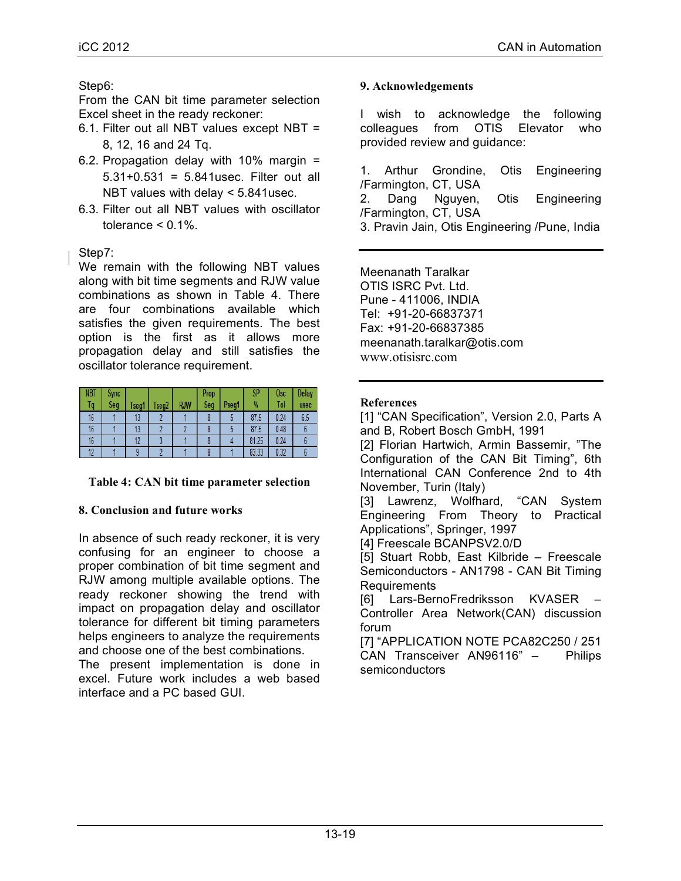Step6:
From the CAN bit time parameter selection Excel sheet in the ready reckoner:

6.1. Filter out all NBT values except NBT = 8, 12, 16 and 24 Tq.
6.2. Propagation delay with 10% margin = 5.31+0.531 = 5.841usec. Filter out all NBT values with delay < 5.841usec.
6.3. Filter out all NBT values with oscillator tolerance < 0.1%.

Step7:
We remain with the following NBT values along with bit time segments and RJW value combinations as shown in Table 4. There are four combinations available which satisfies the given requirements. The best option is the first as it allows more propagation delay and still satisfies the oscillator tolerance requirement.

| NBT Tq | Sync Seg | Tseg1 | Tseg2 | RJW | Prop Seg | Pseg1 | SP % | Osc Tol | Delay usec |
|---|---|---|---|---|---|---|---|---|---|
| 16 | 1 | 13 | 2 | 1 | 8 | 5 | 87.5 | 0.24 | 6.5 |
| 16 | 1 | 13 | 2 | 2 | 8 | 5 | 87.5 | 0.48 | 6 |
| 16 | 1 | 12 | 3 | 1 | 8 | 4 | 81.25 | 0.24 | 6 |
| 12 | 1 | 9 | 2 | 1 | 8 | 1 | 83.33 | 0.32 | 6 |

**Table 4: CAN bit time parameter selection**

## 8. Conclusion and future works

In absence of such ready reckoner, it is very confusing for an engineer to choose a proper combination of bit time segment and RJW among multiple available options. The ready reckoner showing the trend with impact on propagation delay and oscillator tolerance for different bit timing parameters helps engineers to analyze the requirements and choose one of the best combinations.
The present implementation is done in excel. Future work includes a web based interface and a PC based GUI.

## 9. Acknowledgements

I wish to acknowledge the following colleagues from OTIS Elevator who provided review and guidance:

1. Arthur Grondine, Otis Engineering /Farmington, CT, USA
2. Dang Nguyen, Otis Engineering /Farmington, CT, USA
3. Pravin Jain, Otis Engineering /Pune, India

---

Meenanath Taralkar
OTIS ISRC Pvt. Ltd.
Pune - 411006, INDIA
Tel: +91-20-66837371
Fax: +91-20-66837385
meenanath.taralkar@otis.com
www.otisisrc.com

---

## References

[1] "CAN Specification", Version 2.0, Parts A and B, Robert Bosch GmbH, 1991
[2] Florian Hartwich, Armin Bassemir, "The Configuration of the CAN Bit Timing", 6th International CAN Conference 2nd to 4th November, Turin (Italy)
[3] Lawrenz, Wolfhard, "CAN System Engineering From Theory to Practical Applications", Springer, 1997
[4] Freescale BCANPSV2.0/D
[5] Stuart Robb, East Kilbride – Freescale Semiconductors - AN1798 - CAN Bit Timing Requirements
[6] Lars-BernoFredriksson KVASER – Controller Area Network(CAN) discussion forum
[7] "APPLICATION NOTE PCA82C250 / 251 CAN Transceiver AN96116" – Philips semiconductors